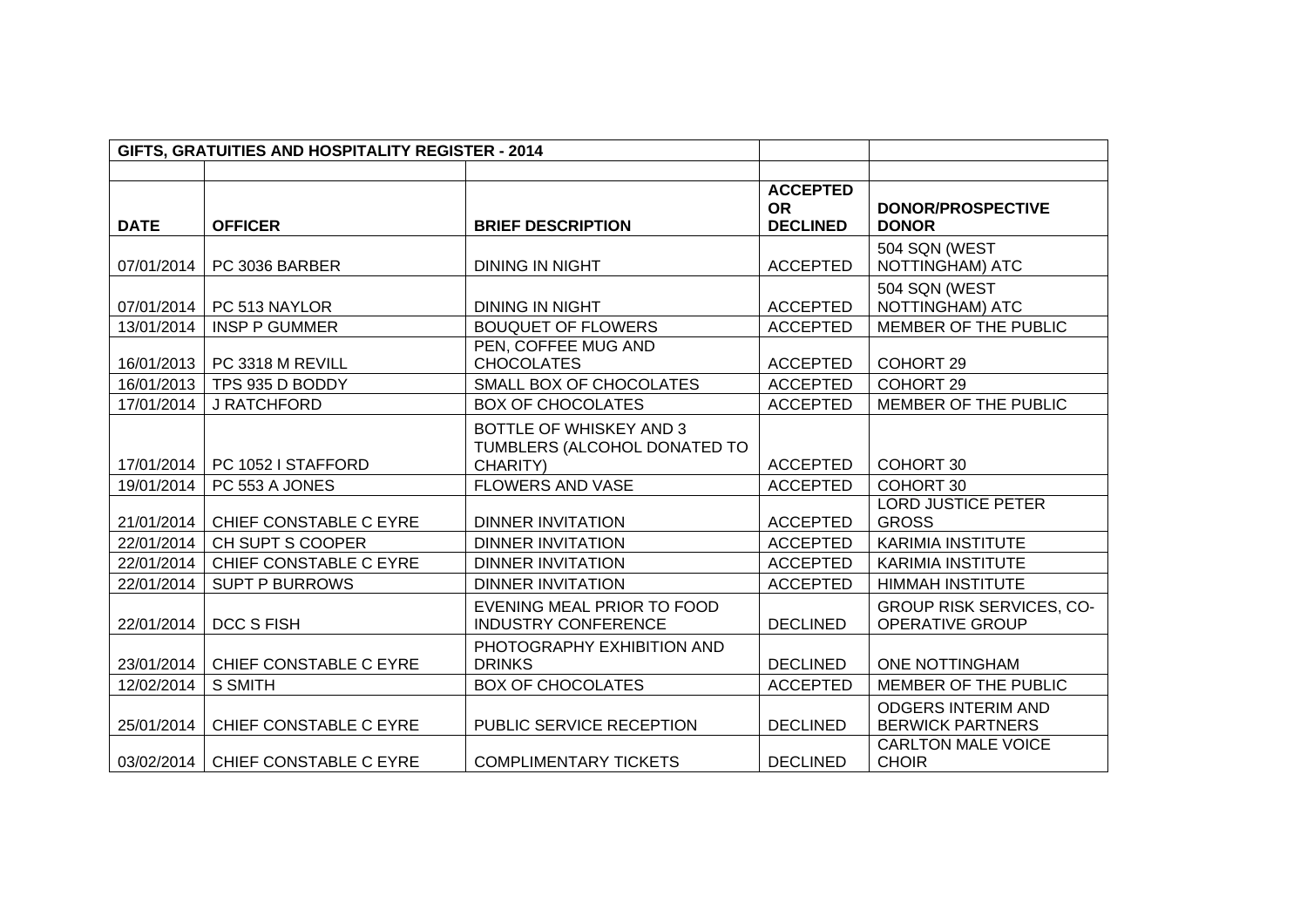| GIFTS, GRATUITIES AND HOSPITALITY REGISTER - 2014 | | | | |
|---|---|---|---|---|
| | | | | |
| **DATE** | **OFFICER** | **BRIEF DESCRIPTION** | **ACCEPTED OR DECLINED** | **DONOR/PROSPECTIVE DONOR** |
| 07/01/2014 | PC 3036 BARBER | DINING IN NIGHT | ACCEPTED | 504 SQN (WEST NOTTINGHAM) ATC |
| 07/01/2014 | PC 513 NAYLOR | DINING IN NIGHT | ACCEPTED | 504 SQN (WEST NOTTINGHAM) ATC |
| 13/01/2014 | INSP P GUMMER | BOUQUET OF FLOWERS | ACCEPTED | MEMBER OF THE PUBLIC |
| 16/01/2013 | PC 3318 M REVILL | PEN, COFFEE MUG AND CHOCOLATES | ACCEPTED | COHORT 29 |
| 16/01/2013 | TPS 935 D BODDY | SMALL BOX OF CHOCOLATES | ACCEPTED | COHORT 29 |
| 17/01/2014 | J RATCHFORD | BOX OF CHOCOLATES | ACCEPTED | MEMBER OF THE PUBLIC |
| 17/01/2014 | PC 1052 I STAFFORD | BOTTLE OF WHISKEY AND 3 TUMBLERS (ALCOHOL DONATED TO CHARITY) | ACCEPTED | COHORT 30 |
| 19/01/2014 | PC 553 A JONES | FLOWERS AND VASE | ACCEPTED | COHORT 30 |
| 21/01/2014 | CHIEF CONSTABLE C EYRE | DINNER INVITATION | ACCEPTED | LORD JUSTICE PETER GROSS |
| 22/01/2014 | CH SUPT S COOPER | DINNER INVITATION | ACCEPTED | KARIMIA INSTITUTE |
| 22/01/2014 | CHIEF CONSTABLE C EYRE | DINNER INVITATION | ACCEPTED | KARIMIA INSTITUTE |
| 22/01/2014 | SUPT P BURROWS | DINNER INVITATION | ACCEPTED | HIMMAH INSTITUTE |
| 22/01/2014 | DCC S FISH | EVENING MEAL PRIOR TO FOOD INDUSTRY CONFERENCE | DECLINED | GROUP RISK SERVICES, CO-OPERATIVE GROUP |
| 23/01/2014 | CHIEF CONSTABLE C EYRE | PHOTOGRAPHY EXHIBITION AND DRINKS | DECLINED | ONE NOTTINGHAM |
| 12/02/2014 | S SMITH | BOX OF CHOCOLATES | ACCEPTED | MEMBER OF THE PUBLIC |
| 25/01/2014 | CHIEF CONSTABLE C EYRE | PUBLIC SERVICE RECEPTION | DECLINED | ODGERS INTERIM AND BERWICK PARTNERS |
| 03/02/2014 | CHIEF CONSTABLE C EYRE | COMPLIMENTARY TICKETS | DECLINED | CARLTON MALE VOICE CHOIR |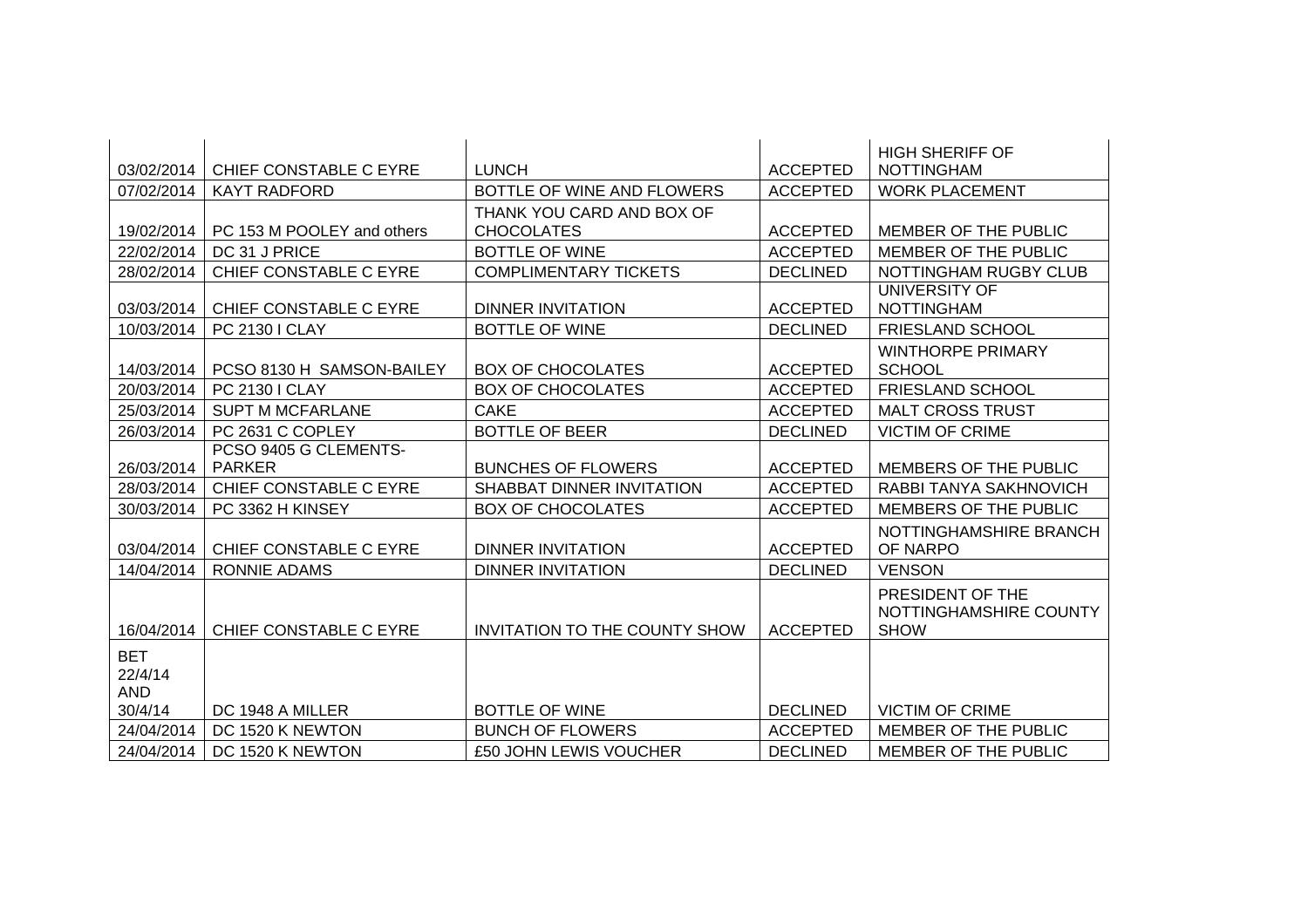| 03/02/2014 | CHIEF CONSTABLE C EYRE | LUNCH | ACCEPTED | HIGH SHERIFF OF NOTTINGHAM |
|---|---|---|---|---|
| 07/02/2014 | KAYT RADFORD | BOTTLE OF WINE AND FLOWERS | ACCEPTED | WORK PLACEMENT |
| 19/02/2014 | PC 153 M POOLEY and others | THANK YOU CARD AND BOX OF CHOCOLATES | ACCEPTED | MEMBER OF THE PUBLIC |
| 22/02/2014 | DC 31 J PRICE | BOTTLE OF WINE | ACCEPTED | MEMBER OF THE PUBLIC |
| 28/02/2014 | CHIEF CONSTABLE C EYRE | COMPLIMENTARY TICKETS | DECLINED | NOTTINGHAM RUGBY CLUB |
| 03/03/2014 | CHIEF CONSTABLE C EYRE | DINNER INVITATION | ACCEPTED | UNIVERSITY OF NOTTINGHAM |
| 10/03/2014 | PC 2130 I CLAY | BOTTLE OF WINE | DECLINED | FRIESLAND SCHOOL |
| 14/03/2014 | PCSO 8130 H SAMSON-BAILEY | BOX OF CHOCOLATES | ACCEPTED | WINTHORPE PRIMARY SCHOOL |
| 20/03/2014 | PC 2130 I CLAY | BOX OF CHOCOLATES | ACCEPTED | FRIESLAND SCHOOL |
| 25/03/2014 | SUPT M MCFARLANE | CAKE | ACCEPTED | MALT CROSS TRUST |
| 26/03/2014 | PC 2631 C COPLEY | BOTTLE OF BEER | DECLINED | VICTIM OF CRIME |
| 26/03/2014 | PCSO 9405 G CLEMENTS-PARKER | BUNCHES OF FLOWERS | ACCEPTED | MEMBERS OF THE PUBLIC |
| 28/03/2014 | CHIEF CONSTABLE C EYRE | SHABBAT DINNER INVITATION | ACCEPTED | RABBI TANYA SAKHNOVICH |
| 30/03/2014 | PC 3362 H KINSEY | BOX OF CHOCOLATES | ACCEPTED | MEMBERS OF THE PUBLIC |
| 03/04/2014 | CHIEF CONSTABLE C EYRE | DINNER INVITATION | ACCEPTED | NOTTINGHAMSHIRE BRANCH OF NARPO |
| 14/04/2014 | RONNIE ADAMS | DINNER INVITATION | DECLINED | VENSON |
| 16/04/2014 | CHIEF CONSTABLE C EYRE | INVITATION TO THE COUNTY SHOW | ACCEPTED | PRESIDENT OF THE NOTTINGHAMSHIRE COUNTY SHOW |
| BET 22/4/14 AND 30/4/14 | DC 1948 A MILLER | BOTTLE OF WINE | DECLINED | VICTIM OF CRIME |
| 24/04/2014 | DC 1520 K NEWTON | BUNCH OF FLOWERS | ACCEPTED | MEMBER OF THE PUBLIC |
| 24/04/2014 | DC 1520 K NEWTON | £50 JOHN LEWIS VOUCHER | DECLINED | MEMBER OF THE PUBLIC |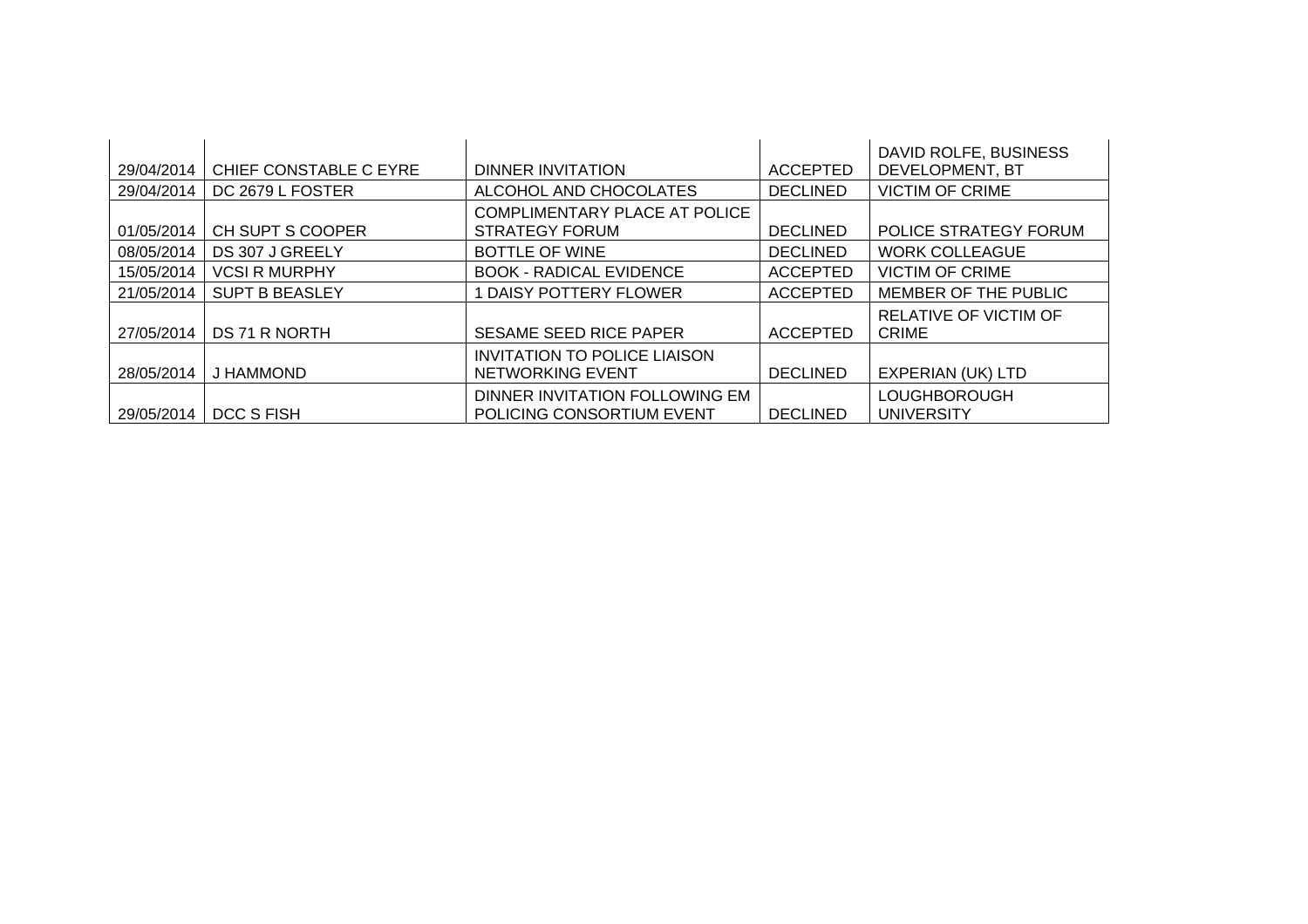| | | | | |
|---|---|---|---|---|
| 29/04/2014 | CHIEF CONSTABLE C EYRE | DINNER INVITATION | ACCEPTED | DAVID ROLFE, BUSINESS DEVELOPMENT, BT |
| 29/04/2014 | DC 2679 L FOSTER | ALCOHOL AND CHOCOLATES | DECLINED | VICTIM OF CRIME |
| 01/05/2014 | CH SUPT S COOPER | COMPLIMENTARY PLACE AT POLICE STRATEGY FORUM | DECLINED | POLICE STRATEGY FORUM |
| 08/05/2014 | DS 307 J GREELY | BOTTLE OF WINE | DECLINED | WORK COLLEAGUE |
| 15/05/2014 | VCSI R MURPHY | BOOK - RADICAL EVIDENCE | ACCEPTED | VICTIM OF CRIME |
| 21/05/2014 | SUPT B BEASLEY | 1 DAISY POTTERY FLOWER | ACCEPTED | MEMBER OF THE PUBLIC |
| 27/05/2014 | DS 71 R NORTH | SESAME SEED RICE PAPER | ACCEPTED | RELATIVE OF VICTIM OF CRIME |
| 28/05/2014 | J HAMMOND | INVITATION TO POLICE LIAISON NETWORKING EVENT | DECLINED | EXPERIAN (UK) LTD |
| 29/05/2014 | DCC S FISH | DINNER INVITATION FOLLOWING EM POLICING CONSORTIUM EVENT | DECLINED | LOUGHBOROUGH UNIVERSITY |